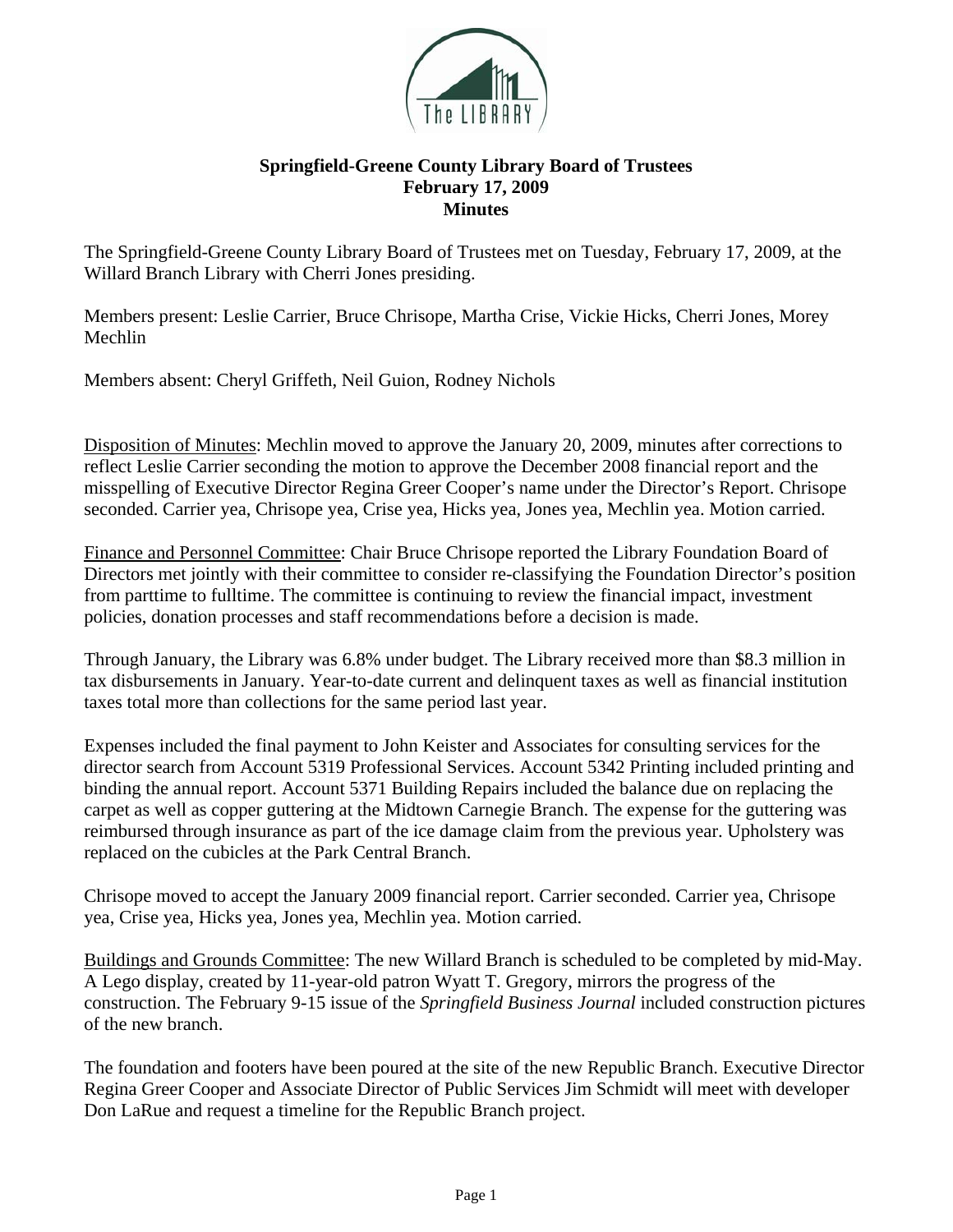**Springfield-Greene County Library Board of Trustees**
**February 17, 2009**
**Minutes**

The Springfield-Greene County Library Board of Trustees met on Tuesday, February 17, 2009, at the Willard Branch Library with Cherri Jones presiding.

Members present: Leslie Carrier, Bruce Chrisope, Martha Crise, Vickie Hicks, Cherri Jones, Morey Mechlin

Members absent: Cheryl Griffeth, Neil Guion, Rodney Nichols

Disposition of Minutes: Mechlin moved to approve the January 20, 2009, minutes after corrections to reflect Leslie Carrier seconding the motion to approve the December 2008 financial report and the misspelling of Executive Director Regina Greer Cooper's name under the Director's Report. Chrisope seconded. Carrier yea, Chrisope yea, Crise yea, Hicks yea, Jones yea, Mechlin yea. Motion carried.

Finance and Personnel Committee: Chair Bruce Chrisope reported the Library Foundation Board of Directors met jointly with their committee to consider re-classifying the Foundation Director's position from parttime to fulltime. The committee is continuing to review the financial impact, investment policies, donation processes and staff recommendations before a decision is made.

Through January, the Library was 6.8% under budget. The Library received more than $8.3 million in tax disbursements in January. Year-to-date current and delinquent taxes as well as financial institution taxes total more than collections for the same period last year.

Expenses included the final payment to John Keister and Associates for consulting services for the director search from Account 5319 Professional Services. Account 5342 Printing included printing and binding the annual report. Account 5371 Building Repairs included the balance due on replacing the carpet as well as copper guttering at the Midtown Carnegie Branch. The expense for the guttering was reimbursed through insurance as part of the ice damage claim from the previous year. Upholstery was replaced on the cubicles at the Park Central Branch.

Chrisope moved to accept the January 2009 financial report. Carrier seconded. Carrier yea, Chrisope yea, Crise yea, Hicks yea, Jones yea, Mechlin yea. Motion carried.

Buildings and Grounds Committee: The new Willard Branch is scheduled to be completed by mid-May. A Lego display, created by 11-year-old patron Wyatt T. Gregory, mirrors the progress of the construction. The February 9-15 issue of the *Springfield Business Journal* included construction pictures of the new branch.

The foundation and footers have been poured at the site of the new Republic Branch. Executive Director Regina Greer Cooper and Associate Director of Public Services Jim Schmidt will meet with developer Don LaRue and request a timeline for the Republic Branch project.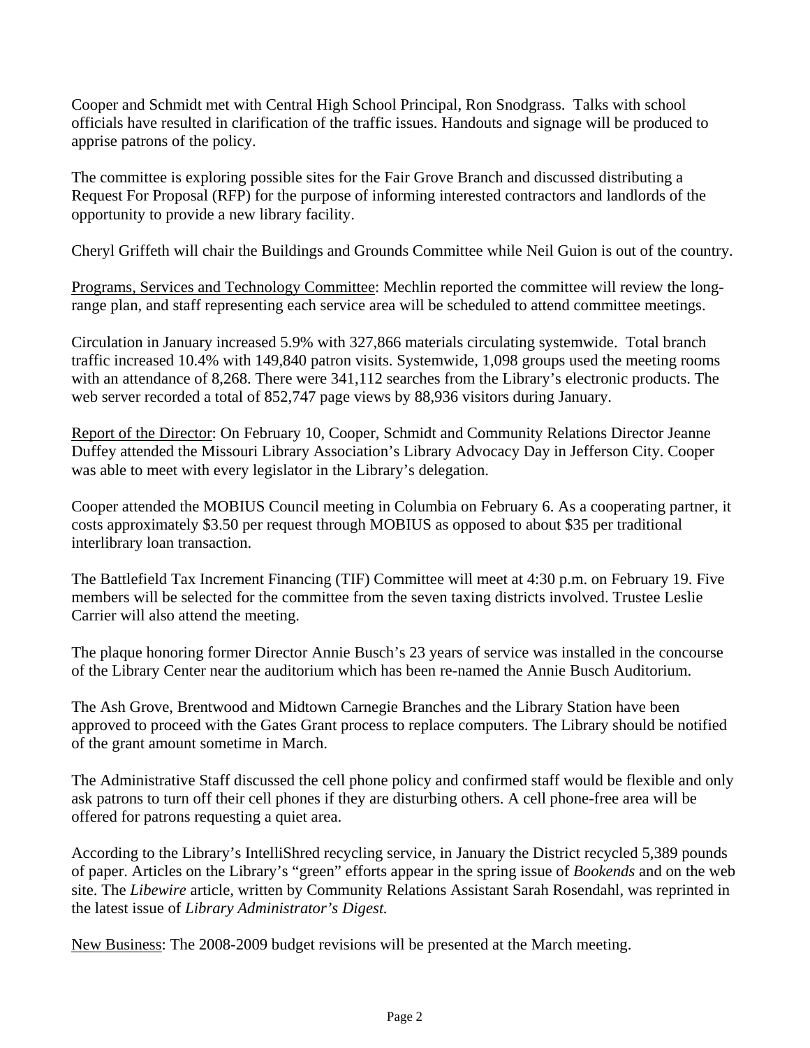Cooper and Schmidt met with Central High School Principal, Ron Snodgrass. Talks with school officials have resulted in clarification of the traffic issues. Handouts and signage will be produced to apprise patrons of the policy.

The committee is exploring possible sites for the Fair Grove Branch and discussed distributing a Request For Proposal (RFP) for the purpose of informing interested contractors and landlords of the opportunity to provide a new library facility.

Cheryl Griffeth will chair the Buildings and Grounds Committee while Neil Guion is out of the country.

<u>Programs, Services and Technology Committee</u>: Mechlin reported the committee will review the long-range plan, and staff representing each service area will be scheduled to attend committee meetings.

Circulation in January increased 5.9% with 327,866 materials circulating systemwide. Total branch traffic increased 10.4% with 149,840 patron visits. Systemwide, 1,098 groups used the meeting rooms with an attendance of 8,268. There were 341,112 searches from the Library's electronic products. The web server recorded a total of 852,747 page views by 88,936 visitors during January.

<u>Report of the Director</u>: On February 10, Cooper, Schmidt and Community Relations Director Jeanne Duffey attended the Missouri Library Association's Library Advocacy Day in Jefferson City. Cooper was able to meet with every legislator in the Library's delegation.

Cooper attended the MOBIUS Council meeting in Columbia on February 6. As a cooperating partner, it costs approximately $3.50 per request through MOBIUS as opposed to about $35 per traditional interlibrary loan transaction.

The Battlefield Tax Increment Financing (TIF) Committee will meet at 4:30 p.m. on February 19. Five members will be selected for the committee from the seven taxing districts involved. Trustee Leslie Carrier will also attend the meeting.

The plaque honoring former Director Annie Busch's 23 years of service was installed in the concourse of the Library Center near the auditorium which has been re-named the Annie Busch Auditorium.

The Ash Grove, Brentwood and Midtown Carnegie Branches and the Library Station have been approved to proceed with the Gates Grant process to replace computers. The Library should be notified of the grant amount sometime in March.

The Administrative Staff discussed the cell phone policy and confirmed staff would be flexible and only ask patrons to turn off their cell phones if they are disturbing others. A cell phone-free area will be offered for patrons requesting a quiet area.

According to the Library's IntelliShred recycling service, in January the District recycled 5,389 pounds of paper. Articles on the Library's "green" efforts appear in the spring issue of *Bookends* and on the web site. The *Libewire* article, written by Community Relations Assistant Sarah Rosendahl, was reprinted in the latest issue of *Library Administrator's Digest.*

<u>New Business</u>: The 2008-2009 budget revisions will be presented at the March meeting.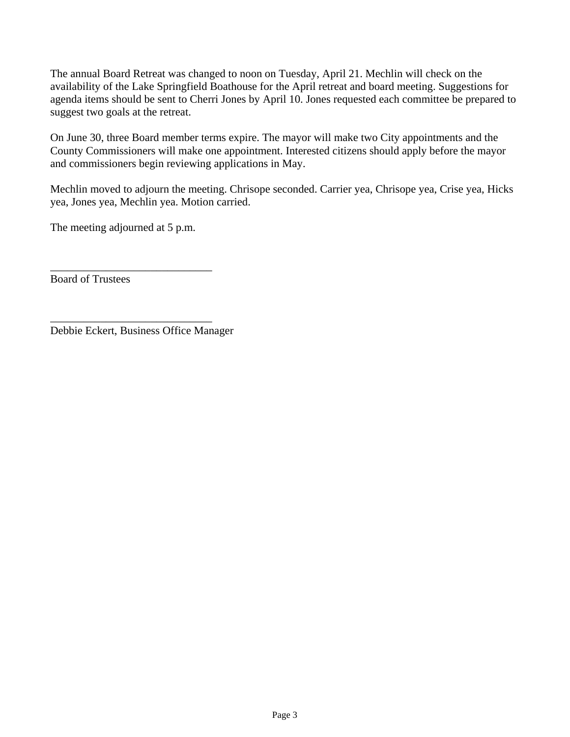The annual Board Retreat was changed to noon on Tuesday, April 21. Mechlin will check on the availability of the Lake Springfield Boathouse for the April retreat and board meeting. Suggestions for agenda items should be sent to Cherri Jones by April 10. Jones requested each committee be prepared to suggest two goals at the retreat.

On June 30, three Board member terms expire. The mayor will make two City appointments and the County Commissioners will make one appointment. Interested citizens should apply before the mayor and commissioners begin reviewing applications in May.

Mechlin moved to adjourn the meeting. Chrisope seconded. Carrier yea, Chrisope yea, Crise yea, Hicks yea, Jones yea, Mechlin yea. Motion carried.

The meeting adjourned at 5 p.m.

______________________________
Board of Trustees

______________________________
Debbie Eckert, Business Office Manager